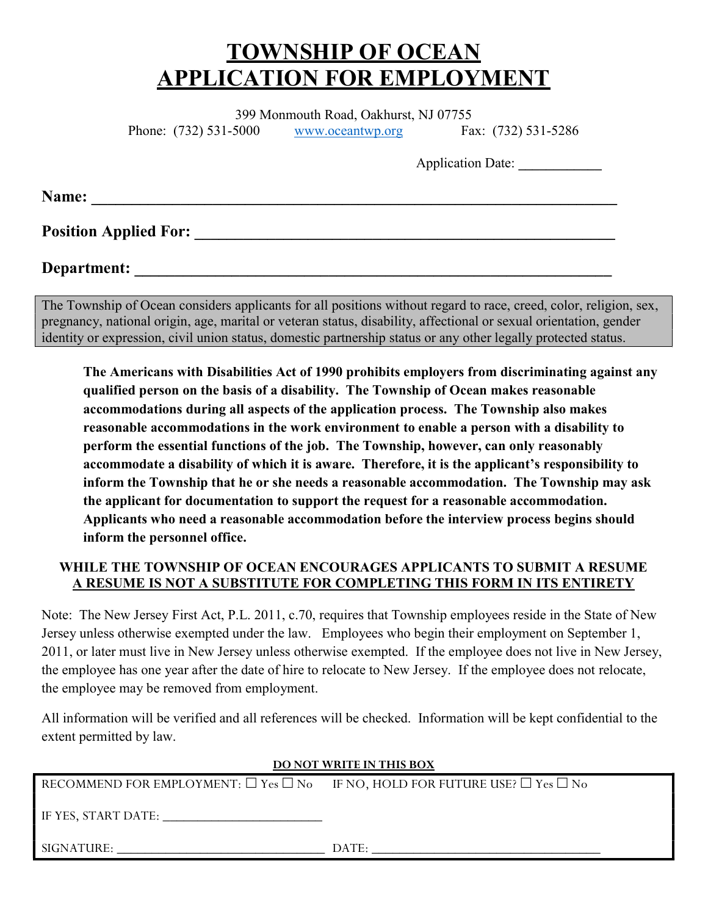# TOWNSHIP OF OCEAN
# APPLICATION FOR EMPLOYMENT

399 Monmouth Road, Oakhurst, NJ 07755
Phone: (732) 531-5000 www.oceantwp.org Fax: (732) 531-5286

Application Date: ____________

**Name:** ________________________________________________________________

**Position Applied For:** ____________________________________________________

**Department:** _________________________________________________________

The Township of Ocean considers applicants for all positions without regard to race, creed, color, religion, sex, pregnancy, national origin, age, marital or veteran status, disability, affectional or sexual orientation, gender identity or expression, civil union status, domestic partnership status or any other legally protected status.

**The Americans with Disabilities Act of 1990 prohibits employers from discriminating against any qualified person on the basis of a disability. The Township of Ocean makes reasonable accommodations during all aspects of the application process. The Township also makes reasonable accommodations in the work environment to enable a person with a disability to perform the essential functions of the job. The Township, however, can only reasonably accommodate a disability of which it is aware. Therefore, it is the applicant's responsibility to inform the Township that he or she needs a reasonable accommodation. The Township may ask the applicant for documentation to support the request for a reasonable accommodation. Applicants who need a reasonable accommodation before the interview process begins should inform the personnel office.**

**WHILE THE TOWNSHIP OF OCEAN ENCOURAGES APPLICANTS TO SUBMIT A RESUME**
**A RESUME IS NOT A SUBSTITUTE FOR COMPLETING THIS FORM IN ITS ENTIRETY**

Note: The New Jersey First Act, P.L. 2011, c.70, requires that Township employees reside in the State of New Jersey unless otherwise exempted under the law. Employees who begin their employment on September 1, 2011, or later must live in New Jersey unless otherwise exempted. If the employee does not live in New Jersey, the employee has one year after the date of hire to relocate to New Jersey. If the employee does not relocate, the employee may be removed from employment.

All information will be verified and all references will be checked. Information will be kept confidential to the extent permitted by law.

**DO NOT WRITE IN THIS BOX**

RECOMMEND FOR EMPLOYMENT: ☐ Yes ☐ No    IF NO, HOLD FOR FUTURE USE? ☐ Yes ☐ No

IF YES, START DATE: __________________________

SIGNATURE: ________________________________ DATE: ____________________________________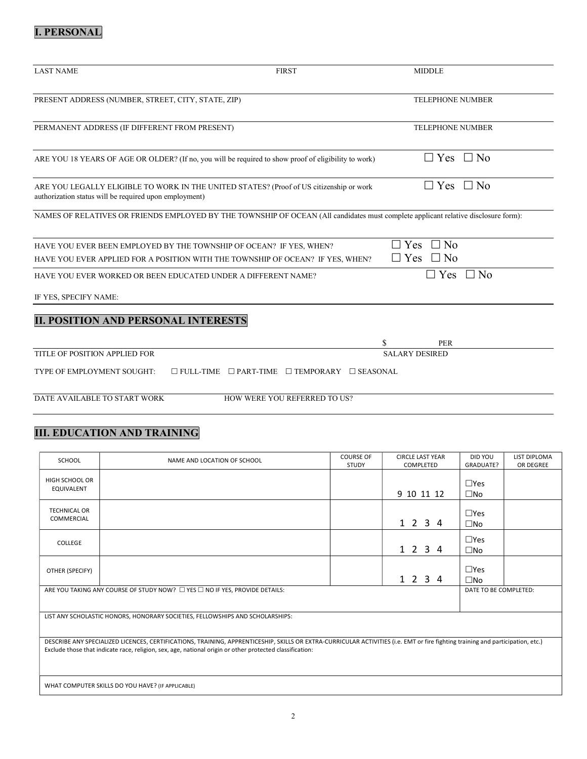## I. PERSONAL

LAST NAME | FIRST | MIDDLE

PRESENT ADDRESS (NUMBER, STREET, CITY, STATE, ZIP) | TELEPHONE NUMBER

PERMANENT ADDRESS (IF DIFFERENT FROM PRESENT) | TELEPHONE NUMBER

ARE YOU 18 YEARS OF AGE OR OLDER? (If no, you will be required to show proof of eligibility to work) ☐ Yes ☐ No

ARE YOU LEGALLY ELIGIBLE TO WORK IN THE UNITED STATES? (Proof of US citizenship or work authorization status will be required upon employment) ☐ Yes ☐ No

NAMES OF RELATIVES OR FRIENDS EMPLOYED BY THE TOWNSHIP OF OCEAN (All candidates must complete applicant relative disclosure form):

HAVE YOU EVER BEEN EMPLOYED BY THE TOWNSHIP OF OCEAN? IF YES, WHEN? ☐ Yes ☐ No

HAVE YOU EVER APPLIED FOR A POSITION WITH THE TOWNSHIP OF OCEAN? IF YES, WHEN? ☐ Yes ☐ No

HAVE YOU EVER WORKED OR BEEN EDUCATED UNDER A DIFFERENT NAME? ☐ Yes ☐ No

IF YES, SPECIFY NAME:

## II. POSITION AND PERSONAL INTERESTS

TITLE OF POSITION APPLIED FOR | SALARY DESIRED $ PER

TYPE OF EMPLOYMENT SOUGHT: ☐ FULL-TIME ☐ PART-TIME ☐ TEMPORARY ☐ SEASONAL

DATE AVAILABLE TO START WORK | HOW WERE YOU REFERRED TO US?

## III. EDUCATION AND TRAINING

| SCHOOL | NAME AND LOCATION OF SCHOOL | COURSE OF STUDY | CIRCLE LAST YEAR COMPLETED | DID YOU GRADUATE? | LIST DIPLOMA OR DEGREE |
|---|---|---|---|---|---|
| HIGH SCHOOL OR EQUIVALENT | | | 9 10 11 12 | ☐Yes ☐No | |
| TECHNICAL OR COMMERCIAL | | | 1 2 3 4 | ☐Yes ☐No | |
| COLLEGE | | | 1 2 3 4 | ☐Yes ☐No | |
| OTHER (SPECIFY) | | | 1 2 3 4 | ☐Yes ☐No | |

ARE YOU TAKING ANY COURSE OF STUDY NOW? ☐ YES ☐ NO IF YES, PROVIDE DETAILS: | DATE TO BE COMPLETED:

LIST ANY SCHOLASTIC HONORS, HONORARY SOCIETIES, FELLOWSHIPS AND SCHOLARSHIPS:

DESCRIBE ANY SPECIALIZED LICENCES, CERTIFICATIONS, TRAINING, APPRENTICESHIP, SKILLS OR EXTRA-CURRICULAR ACTIVITIES (i.e. EMT or fire fighting training and participation, etc.) Exclude those that indicate race, religion, sex, age, national origin or other protected classification:

WHAT COMPUTER SKILLS DO YOU HAVE? (IF APPLICABLE)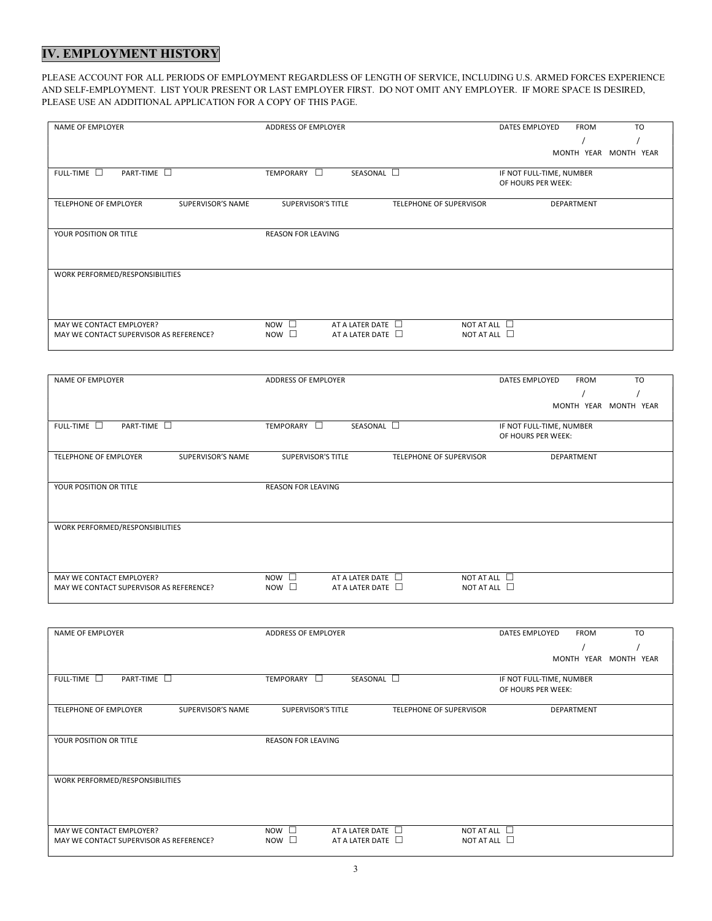## IV. EMPLOYMENT HISTORY

PLEASE ACCOUNT FOR ALL PERIODS OF EMPLOYMENT REGARDLESS OF LENGTH OF SERVICE, INCLUDING U.S. ARMED FORCES EXPERIENCE AND SELF-EMPLOYMENT. LIST YOUR PRESENT OR LAST EMPLOYER FIRST. DO NOT OMIT ANY EMPLOYER. IF MORE SPACE IS DESIRED, PLEASE USE AN ADDITIONAL APPLICATION FOR A COPY OF THIS PAGE.

| NAME OF EMPLOYER | | ADDRESS OF EMPLOYER | | | DATES EMPLOYED FROM / TO<br>MONTH YEAR / MONTH YEAR |
|---|---|---|---|---|---|
| FULL-TIME ☐ PART-TIME ☐ | | TEMPORARY ☐ | SEASONAL ☐ | | IF NOT FULL-TIME, NUMBER OF HOURS PER WEEK: |
| TELEPHONE OF EMPLOYER | SUPERVISOR'S NAME | SUPERVISOR'S TITLE | | TELEPHONE OF SUPERVISOR | DEPARTMENT |
| YOUR POSITION OR TITLE | | REASON FOR LEAVING | | | |
| WORK PERFORMED/RESPONSIBILITIES | | | | | |
| MAY WE CONTACT EMPLOYER? | | NOW ☐ | AT A LATER DATE ☐ | NOT AT ALL ☐ | |
| MAY WE CONTACT SUPERVISOR AS REFERENCE? | | NOW ☐ | AT A LATER DATE ☐ | NOT AT ALL ☐ | |

| NAME OF EMPLOYER | | ADDRESS OF EMPLOYER | | | DATES EMPLOYED FROM / TO<br>MONTH YEAR / MONTH YEAR |
|---|---|---|---|---|---|
| FULL-TIME ☐ PART-TIME ☐ | | TEMPORARY ☐ | SEASONAL ☐ | | IF NOT FULL-TIME, NUMBER OF HOURS PER WEEK: |
| TELEPHONE OF EMPLOYER | SUPERVISOR'S NAME | SUPERVISOR'S TITLE | | TELEPHONE OF SUPERVISOR | DEPARTMENT |
| YOUR POSITION OR TITLE | | REASON FOR LEAVING | | | |
| WORK PERFORMED/RESPONSIBILITIES | | | | | |
| MAY WE CONTACT EMPLOYER? | | NOW ☐ | AT A LATER DATE ☐ | NOT AT ALL ☐ | |
| MAY WE CONTACT SUPERVISOR AS REFERENCE? | | NOW ☐ | AT A LATER DATE ☐ | NOT AT ALL ☐ | |

| NAME OF EMPLOYER | | ADDRESS OF EMPLOYER | | | DATES EMPLOYED FROM / TO<br>MONTH YEAR / MONTH YEAR |
|---|---|---|---|---|---|
| FULL-TIME ☐ PART-TIME ☐ | | TEMPORARY ☐ | SEASONAL ☐ | | IF NOT FULL-TIME, NUMBER OF HOURS PER WEEK: |
| TELEPHONE OF EMPLOYER | SUPERVISOR'S NAME | SUPERVISOR'S TITLE | | TELEPHONE OF SUPERVISOR | DEPARTMENT |
| YOUR POSITION OR TITLE | | REASON FOR LEAVING | | | |
| WORK PERFORMED/RESPONSIBILITIES | | | | | |
| MAY WE CONTACT EMPLOYER? | | NOW ☐ | AT A LATER DATE ☐ | NOT AT ALL ☐ | |
| MAY WE CONTACT SUPERVISOR AS REFERENCE? | | NOW ☐ | AT A LATER DATE ☐ | NOT AT ALL ☐ | |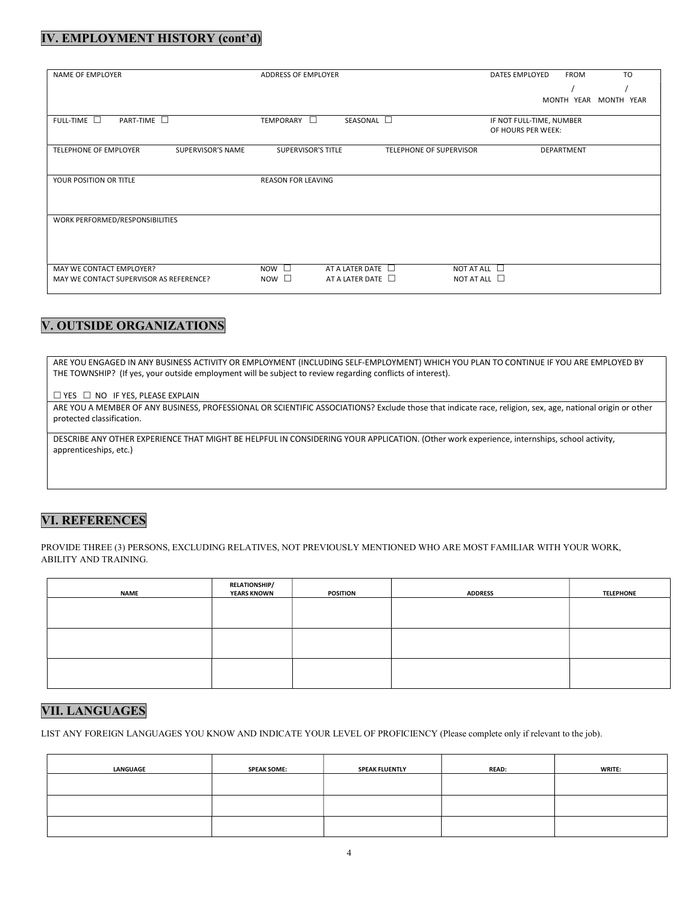## IV. EMPLOYMENT HISTORY (cont'd)

| NAME OF EMPLOYER | | ADDRESS OF EMPLOYER | | DATES EMPLOYED FROM / MONTH YEAR TO / MONTH YEAR |
|---|---|---|---|---|
| FULL-TIME ☐ PART-TIME ☐ | | TEMPORARY ☐ SEASONAL ☐ | | IF NOT FULL-TIME, NUMBER OF HOURS PER WEEK: |
| TELEPHONE OF EMPLOYER | SUPERVISOR'S NAME | SUPERVISOR'S TITLE | TELEPHONE OF SUPERVISOR | DEPARTMENT |
| YOUR POSITION OR TITLE | | REASON FOR LEAVING | | |
| WORK PERFORMED/RESPONSIBILITIES | | | | |
| MAY WE CONTACT EMPLOYER? | | NOW ☐ AT A LATER DATE ☐ | NOT AT ALL ☐ | |
| MAY WE CONTACT SUPERVISOR AS REFERENCE? | | NOW ☐ AT A LATER DATE ☐ | NOT AT ALL ☐ | |

## V. OUTSIDE ORGANIZATIONS

ARE YOU ENGAGED IN ANY BUSINESS ACTIVITY OR EMPLOYMENT (INCLUDING SELF-EMPLOYMENT) WHICH YOU PLAN TO CONTINUE IF YOU ARE EMPLOYED BY THE TOWNSHIP? (If yes, your outside employment will be subject to review regarding conflicts of interest).

☐ YES ☐ NO IF YES, PLEASE EXPLAIN

ARE YOU A MEMBER OF ANY BUSINESS, PROFESSIONAL OR SCIENTIFIC ASSOCIATIONS? Exclude those that indicate race, religion, sex, age, national origin or other protected classification.

DESCRIBE ANY OTHER EXPERIENCE THAT MIGHT BE HELPFUL IN CONSIDERING YOUR APPLICATION. (Other work experience, internships, school activity, apprenticeships, etc.)

## VI. REFERENCES

PROVIDE THREE (3) PERSONS, EXCLUDING RELATIVES, NOT PREVIOUSLY MENTIONED WHO ARE MOST FAMILIAR WITH YOUR WORK, ABILITY AND TRAINING.

| NAME | RELATIONSHIP/ YEARS KNOWN | POSITION | ADDRESS | TELEPHONE |
|---|---|---|---|---|
| | | | | |
| | | | | |
| | | | | |

## VII. LANGUAGES

LIST ANY FOREIGN LANGUAGES YOU KNOW AND INDICATE YOUR LEVEL OF PROFICIENCY (Please complete only if relevant to the job).

| LANGUAGE | SPEAK SOME: | SPEAK FLUENTLY | READ: | WRITE: |
|---|---|---|---|---|
| | | | | |
| | | | | |
| | | | | |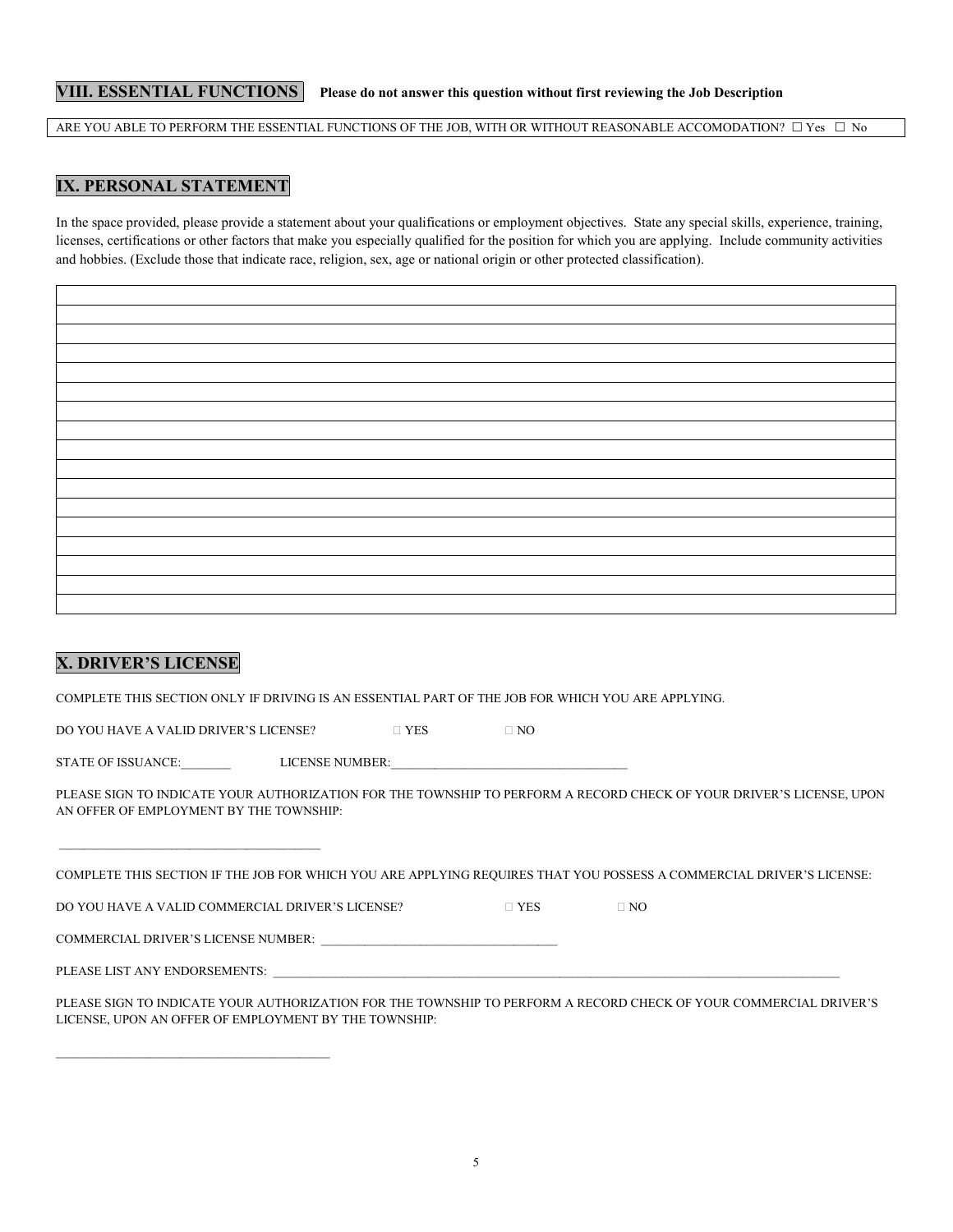## VIII. ESSENTIAL FUNCTIONS

**Please do not answer this question without first reviewing the Job Description**

ARE YOU ABLE TO PERFORM THE ESSENTIAL FUNCTIONS OF THE JOB, WITH OR WITHOUT REASONABLE ACCOMODATION? ☐ Yes ☐ No

## IX. PERSONAL STATEMENT

In the space provided, please provide a statement about your qualifications or employment objectives. State any special skills, experience, training, licenses, certifications or other factors that make you especially qualified for the position for which you are applying. Include community activities and hobbies. (Exclude those that indicate race, religion, sex, age or national origin or other protected classification).

| |
|---|
| |
| |
| |
| |
| |
| |
| |
| |
| |
| |
| |
| |
| |
| |
| |
| |

## X. DRIVER'S LICENSE

COMPLETE THIS SECTION ONLY IF DRIVING IS AN ESSENTIAL PART OF THE JOB FOR WHICH YOU ARE APPLYING.

DO YOU HAVE A VALID DRIVER'S LICENSE? ☐ YES ☐ NO

STATE OF ISSUANCE:________ LICENSE NUMBER:_______________________________________

PLEASE SIGN TO INDICATE YOUR AUTHORIZATION FOR THE TOWNSHIP TO PERFORM A RECORD CHECK OF YOUR DRIVER'S LICENSE, UPON AN OFFER OF EMPLOYMENT BY THE TOWNSHIP:

_____________________________________________

COMPLETE THIS SECTION IF THE JOB FOR WHICH YOU ARE APPLYING REQUIRES THAT YOU POSSESS A COMMERCIAL DRIVER'S LICENSE:

DO YOU HAVE A VALID COMMERCIAL DRIVER'S LICENSE? ☐ YES ☐ NO

COMMERCIAL DRIVER'S LICENSE NUMBER: _______________________________________

PLEASE LIST ANY ENDORSEMENTS: _____________________________________________________________________________________________________

PLEASE SIGN TO INDICATE YOUR AUTHORIZATION FOR THE TOWNSHIP TO PERFORM A RECORD CHECK OF YOUR COMMERCIAL DRIVER'S LICENSE, UPON AN OFFER OF EMPLOYMENT BY THE TOWNSHIP:

_____________________________________________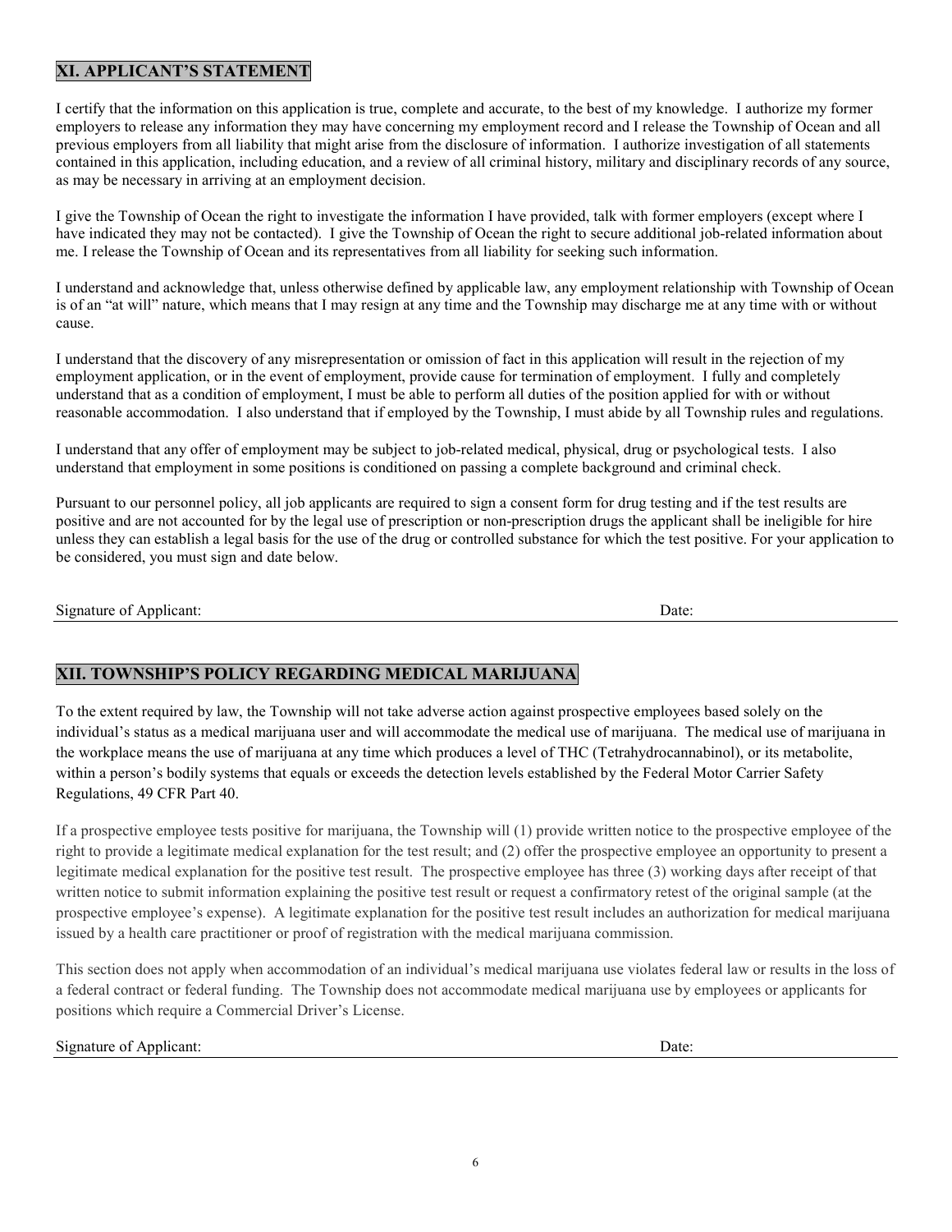## XI. APPLICANT'S STATEMENT

I certify that the information on this application is true, complete and accurate, to the best of my knowledge. I authorize my former employers to release any information they may have concerning my employment record and I release the Township of Ocean and all previous employers from all liability that might arise from the disclosure of information. I authorize investigation of all statements contained in this application, including education, and a review of all criminal history, military and disciplinary records of any source, as may be necessary in arriving at an employment decision.

I give the Township of Ocean the right to investigate the information I have provided, talk with former employers (except where I have indicated they may not be contacted). I give the Township of Ocean the right to secure additional job-related information about me. I release the Township of Ocean and its representatives from all liability for seeking such information.

I understand and acknowledge that, unless otherwise defined by applicable law, any employment relationship with Township of Ocean is of an "at will" nature, which means that I may resign at any time and the Township may discharge me at any time with or without cause.

I understand that the discovery of any misrepresentation or omission of fact in this application will result in the rejection of my employment application, or in the event of employment, provide cause for termination of employment. I fully and completely understand that as a condition of employment, I must be able to perform all duties of the position applied for with or without reasonable accommodation. I also understand that if employed by the Township, I must abide by all Township rules and regulations.

I understand that any offer of employment may be subject to job-related medical, physical, drug or psychological tests. I also understand that employment in some positions is conditioned on passing a complete background and criminal check.

Pursuant to our personnel policy, all job applicants are required to sign a consent form for drug testing and if the test results are positive and are not accounted for by the legal use of prescription or non-prescription drugs the applicant shall be ineligible for hire unless they can establish a legal basis for the use of the drug or controlled substance for which the test positive. For your application to be considered, you must sign and date below.

Signature of Applicant: \_\_\_\_\_\_\_\_\_\_\_\_\_\_\_\_\_\_\_\_\_\_\_\_\_\_\_\_ Date: \_\_\_\_\_\_\_\_\_\_\_\_

## XII. TOWNSHIP'S POLICY REGARDING MEDICAL MARIJUANA

To the extent required by law, the Township will not take adverse action against prospective employees based solely on the individual's status as a medical marijuana user and will accommodate the medical use of marijuana. The medical use of marijuana in the workplace means the use of marijuana at any time which produces a level of THC (Tetrahydrocannabinol), or its metabolite, within a person's bodily systems that equals or exceeds the detection levels established by the Federal Motor Carrier Safety Regulations, 49 CFR Part 40.

If a prospective employee tests positive for marijuana, the Township will (1) provide written notice to the prospective employee of the right to provide a legitimate medical explanation for the test result; and (2) offer the prospective employee an opportunity to present a legitimate medical explanation for the positive test result. The prospective employee has three (3) working days after receipt of that written notice to submit information explaining the positive test result or request a confirmatory retest of the original sample (at the prospective employee's expense). A legitimate explanation for the positive test result includes an authorization for medical marijuana issued by a health care practitioner or proof of registration with the medical marijuana commission.

This section does not apply when accommodation of an individual's medical marijuana use violates federal law or results in the loss of a federal contract or federal funding. The Township does not accommodate medical marijuana use by employees or applicants for positions which require a Commercial Driver's License.

Signature of Applicant: \_\_\_\_\_\_\_\_\_\_\_\_\_\_\_\_\_\_\_\_\_\_\_\_\_\_\_\_ Date: \_\_\_\_\_\_\_\_\_\_\_\_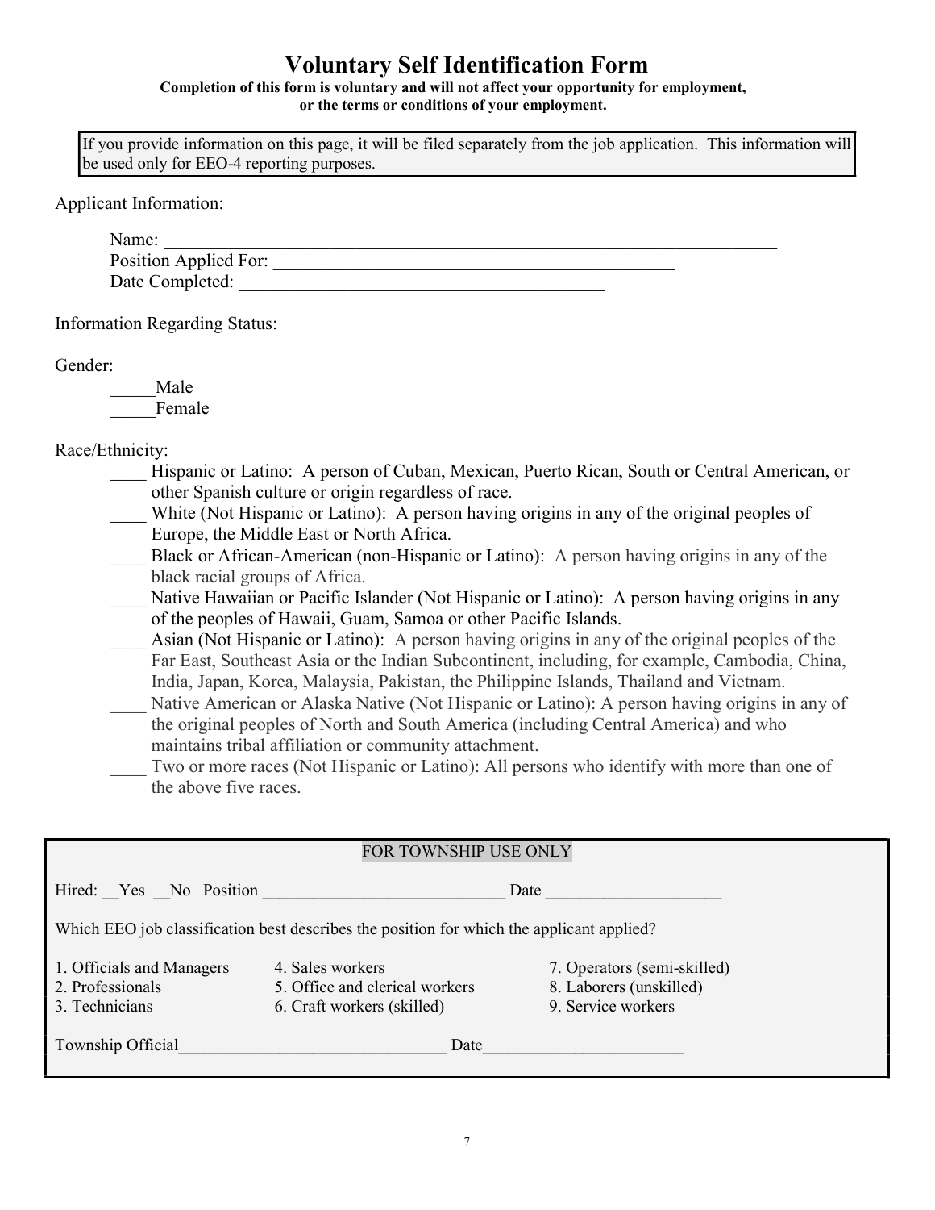# Voluntary Self Identification Form

**Completion of this form is voluntary and will not affect your opportunity for employment, or the terms or conditions of your employment.**

> If you provide information on this page, it will be filed separately from the job application. This information will be used only for EEO-4 reporting purposes.

Applicant Information:

Name: ______________________________________________________________________

Position Applied For: _____________________________________________

Date Completed: ________________________________________

Information Regarding Status:

Gender:

_____Male
_____Female

Race/Ethnicity:

____ Hispanic or Latino: A person of Cuban, Mexican, Puerto Rican, South or Central American, or other Spanish culture or origin regardless of race.

____ White (Not Hispanic or Latino): A person having origins in any of the original peoples of Europe, the Middle East or North Africa.

____ Black or African-American (non-Hispanic or Latino): A person having origins in any of the black racial groups of Africa.

____ Native Hawaiian or Pacific Islander (Not Hispanic or Latino): A person having origins in any of the peoples of Hawaii, Guam, Samoa or other Pacific Islands.

____ Asian (Not Hispanic or Latino): A person having origins in any of the original peoples of the Far East, Southeast Asia or the Indian Subcontinent, including, for example, Cambodia, China, India, Japan, Korea, Malaysia, Pakistan, the Philippine Islands, Thailand and Vietnam.

____ Native American or Alaska Native (Not Hispanic or Latino): A person having origins in any of the original peoples of North and South America (including Central America) and who maintains tribal affiliation or community attachment.

____ Two or more races (Not Hispanic or Latino): All persons who identify with more than one of the above five races.

---

FOR TOWNSHIP USE ONLY

Hired: __Yes __No Position ____________________________ Date ____________________

Which EEO job classification best describes the position for which the applicant applied?

| | | |
|---|---|---|
| 1. Officials and Managers | 4. Sales workers | 7. Operators (semi-skilled) |
| 2. Professionals | 5. Office and clerical workers | 8. Laborers (unskilled) |
| 3. Technicians | 6. Craft workers (skilled) | 9. Service workers |

Township Official_______________________________ Date_______________________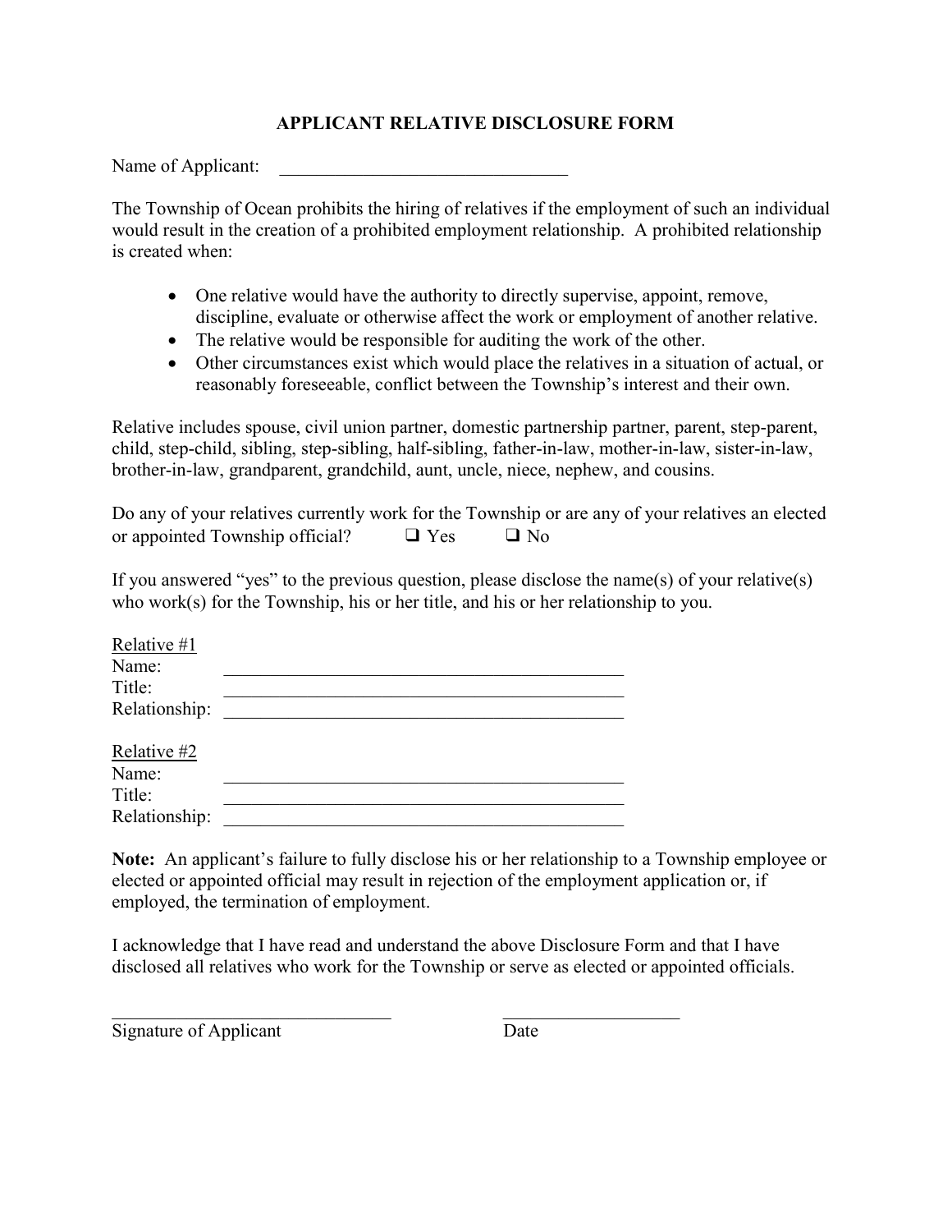# APPLICANT RELATIVE DISCLOSURE FORM

Name of Applicant: ________________________________

The Township of Ocean prohibits the hiring of relatives if the employment of such an individual would result in the creation of a prohibited employment relationship. A prohibited relationship is created when:

- One relative would have the authority to directly supervise, appoint, remove, discipline, evaluate or otherwise affect the work or employment of another relative.
- The relative would be responsible for auditing the work of the other.
- Other circumstances exist which would place the relatives in a situation of actual, or reasonably foreseeable, conflict between the Township's interest and their own.

Relative includes spouse, civil union partner, domestic partnership partner, parent, step-parent, child, step-child, sibling, step-sibling, half-sibling, father-in-law, mother-in-law, sister-in-law, brother-in-law, grandparent, grandchild, aunt, uncle, niece, nephew, and cousins.

Do any of your relatives currently work for the Township or are any of your relatives an elected or appointed Township official? ❑ Yes ❑ No

If you answered "yes" to the previous question, please disclose the name(s) of your relative(s) who work(s) for the Township, his or her title, and his or her relationship to you.

Relative #1
Name: ____________________________________________
Title: ____________________________________________
Relationship: ____________________________________________

Relative #2
Name: ____________________________________________
Title: ____________________________________________
Relationship: ____________________________________________

**Note:** An applicant's failure to fully disclose his or her relationship to a Township employee or elected or appointed official may result in rejection of the employment application or, if employed, the termination of employment.

I acknowledge that I have read and understand the above Disclosure Form and that I have disclosed all relatives who work for the Township or serve as elected or appointed officials.

_______________________________ ____________________
Signature of Applicant Date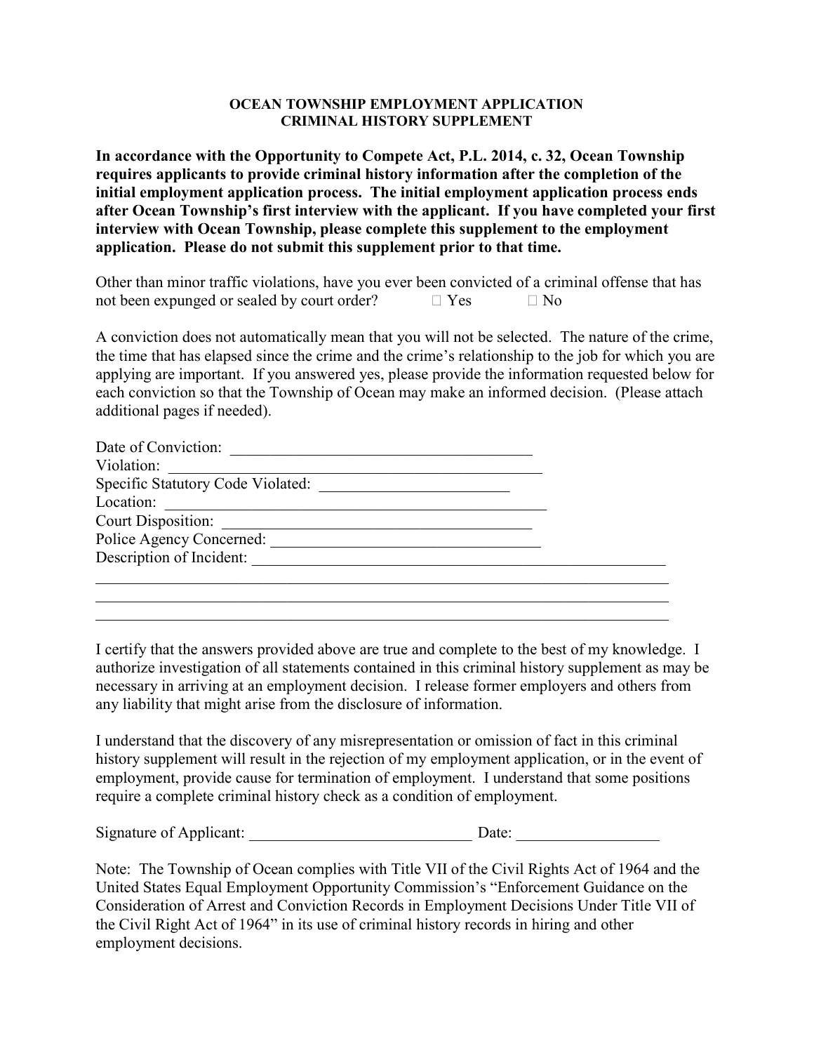**OCEAN TOWNSHIP EMPLOYMENT APPLICATION**
**CRIMINAL HISTORY SUPPLEMENT**

**In accordance with the Opportunity to Compete Act, P.L. 2014, c. 32, Ocean Township requires applicants to provide criminal history information after the completion of the initial employment application process. The initial employment application process ends after Ocean Township's first interview with the applicant. If you have completed your first interview with Ocean Township, please complete this supplement to the employment application. Please do not submit this supplement prior to that time.**

Other than minor traffic violations, have you ever been convicted of a criminal offense that has not been expunged or sealed by court order? ☐ Yes ☐ No

A conviction does not automatically mean that you will not be selected. The nature of the crime, the time that has elapsed since the crime and the crime's relationship to the job for which you are applying are important. If you answered yes, please provide the information requested below for each conviction so that the Township of Ocean may make an informed decision. (Please attach additional pages if needed).

Date of Conviction: ______________________________________

Violation: ______________________________________________

Specific Statutory Code Violated: ________________________

Location: _______________________________________________

Court Disposition: _______________________________________

Police Agency Concerned: __________________________________

Description of Incident: ___________________________________________________

_____________________________________________________________________________

_____________________________________________________________________________

_____________________________________________________________________________

I certify that the answers provided above are true and complete to the best of my knowledge. I authorize investigation of all statements contained in this criminal history supplement as may be necessary in arriving at an employment decision. I release former employers and others from any liability that might arise from the disclosure of information.

I understand that the discovery of any misrepresentation or omission of fact in this criminal history supplement will result in the rejection of my employment application, or in the event of employment, provide cause for termination of employment. I understand that some positions require a complete criminal history check as a condition of employment.

Signature of Applicant: ____________________________ Date: __________________

Note: The Township of Ocean complies with Title VII of the Civil Rights Act of 1964 and the United States Equal Employment Opportunity Commission's "Enforcement Guidance on the Consideration of Arrest and Conviction Records in Employment Decisions Under Title VII of the Civil Right Act of 1964" in its use of criminal history records in hiring and other employment decisions.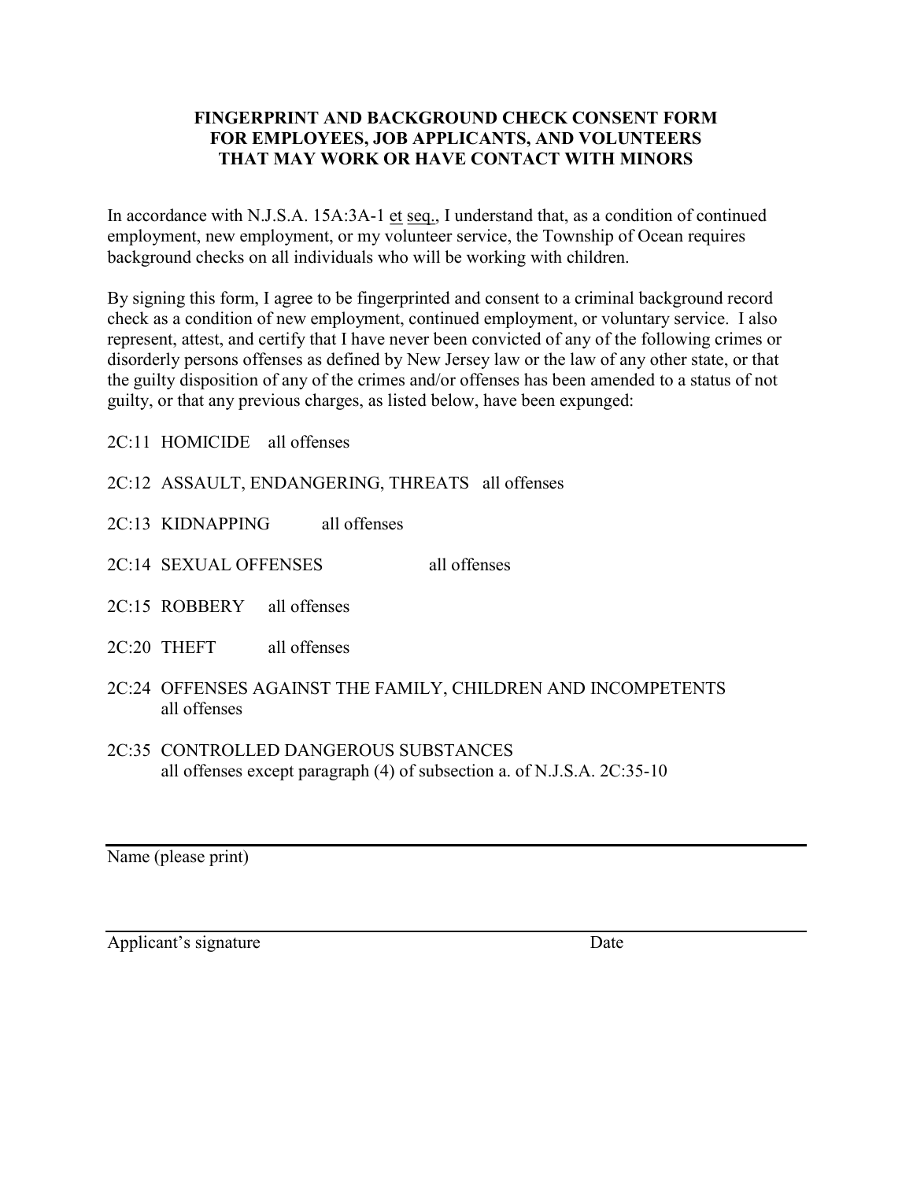# FINGERPRINT AND BACKGROUND CHECK CONSENT FORM FOR EMPLOYEES, JOB APPLICANTS, AND VOLUNTEERS THAT MAY WORK OR HAVE CONTACT WITH MINORS

In accordance with N.J.S.A. 15A:3A-1 et seq., I understand that, as a condition of continued employment, new employment, or my volunteer service, the Township of Ocean requires background checks on all individuals who will be working with children.

By signing this form, I agree to be fingerprinted and consent to a criminal background record check as a condition of new employment, continued employment, or voluntary service. I also represent, attest, and certify that I have never been convicted of any of the following crimes or disorderly persons offenses as defined by New Jersey law or the law of any other state, or that the guilty disposition of any of the crimes and/or offenses has been amended to a status of not guilty, or that any previous charges, as listed below, have been expunged:

2C:11 HOMICIDE all offenses

2C:12 ASSAULT, ENDANGERING, THREATS all offenses

2C:13 KIDNAPPING all offenses

2C:14 SEXUAL OFFENSES all offenses

2C:15 ROBBERY all offenses

2C:20 THEFT all offenses

2C:24 OFFENSES AGAINST THE FAMILY, CHILDREN AND INCOMPETENTS
all offenses

2C:35 CONTROLLED DANGEROUS SUBSTANCES
all offenses except paragraph (4) of subsection a. of N.J.S.A. 2C:35-10

_______________________________________________

Name (please print)

_______________________________________________

Applicant's signature Date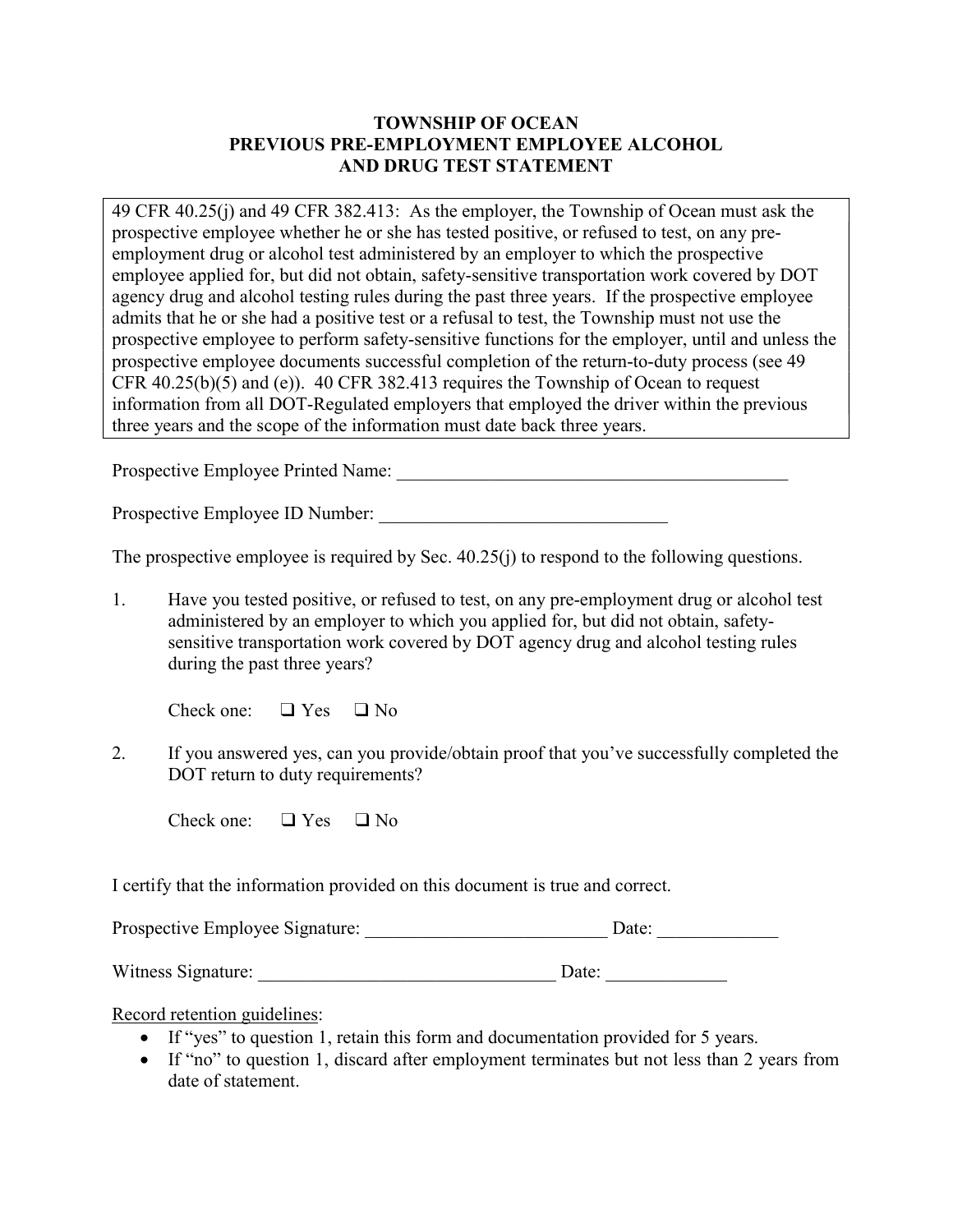# TOWNSHIP OF OCEAN
# PREVIOUS PRE-EMPLOYMENT EMPLOYEE ALCOHOL AND DRUG TEST STATEMENT

49 CFR 40.25(j) and 49 CFR 382.413: As the employer, the Township of Ocean must ask the prospective employee whether he or she has tested positive, or refused to test, on any pre-employment drug or alcohol test administered by an employer to which the prospective employee applied for, but did not obtain, safety-sensitive transportation work covered by DOT agency drug and alcohol testing rules during the past three years. If the prospective employee admits that he or she had a positive test or a refusal to test, the Township must not use the prospective employee to perform safety-sensitive functions for the employer, until and unless the prospective employee documents successful completion of the return-to-duty process (see 49 CFR 40.25(b)(5) and (e)). 40 CFR 382.413 requires the Township of Ocean to request information from all DOT-Regulated employers that employed the driver within the previous three years and the scope of the information must date back three years.

Prospective Employee Printed Name: ____________________________________________

Prospective Employee ID Number: _______________________________

The prospective employee is required by Sec. 40.25(j) to respond to the following questions.

1. Have you tested positive, or refused to test, on any pre-employment drug or alcohol test administered by an employer to which you applied for, but did not obtain, safety-sensitive transportation work covered by DOT agency drug and alcohol testing rules during the past three years?

   Check one: ❑ Yes ❑ No

2. If you answered yes, can you provide/obtain proof that you've successfully completed the DOT return to duty requirements?

   Check one: ❑ Yes ❑ No

I certify that the information provided on this document is true and correct.

Prospective Employee Signature: __________________________ Date: _____________

Witness Signature: ________________________________ Date: _____________

Record retention guidelines:

- If "yes" to question 1, retain this form and documentation provided for 5 years.
- If "no" to question 1, discard after employment terminates but not less than 2 years from date of statement.